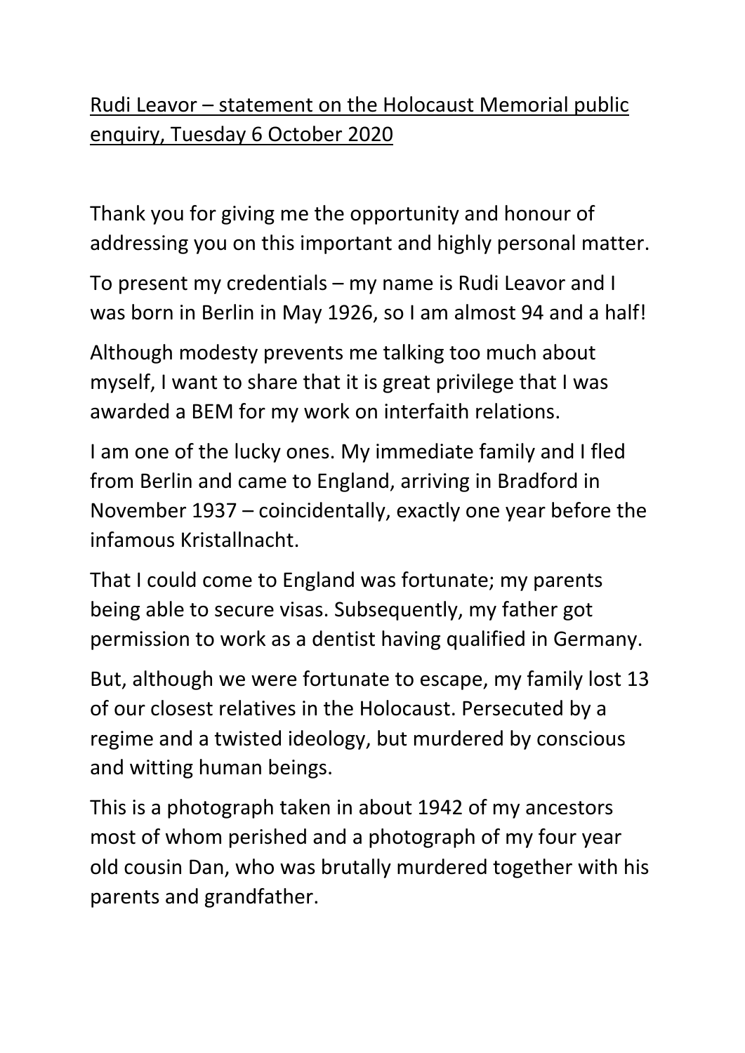Rudi Leavor – statement on the Holocaust Memorial public enquiry, Tuesday 6 October 2020

Thank you for giving me the opportunity and honour of addressing you on this important and highly personal matter.

To present my credentials – my name is Rudi Leavor and I was born in Berlin in May 1926, so I am almost 94 and a half!

Although modesty prevents me talking too much about myself, I want to share that it is great privilege that I was awarded a BEM for my work on interfaith relations.

I am one of the lucky ones. My immediate family and I fled from Berlin and came to England, arriving in Bradford in November 1937 – coincidentally, exactly one year before the infamous Kristallnacht.

That I could come to England was fortunate; my parents being able to secure visas. Subsequently, my father got permission to work as a dentist having qualified in Germany.

But, although we were fortunate to escape, my family lost 13 of our closest relatives in the Holocaust. Persecuted by a regime and a twisted ideology, but murdered by conscious and witting human beings.

This is a photograph taken in about 1942 of my ancestors most of whom perished and a photograph of my four year old cousin Dan, who was brutally murdered together with his parents and grandfather.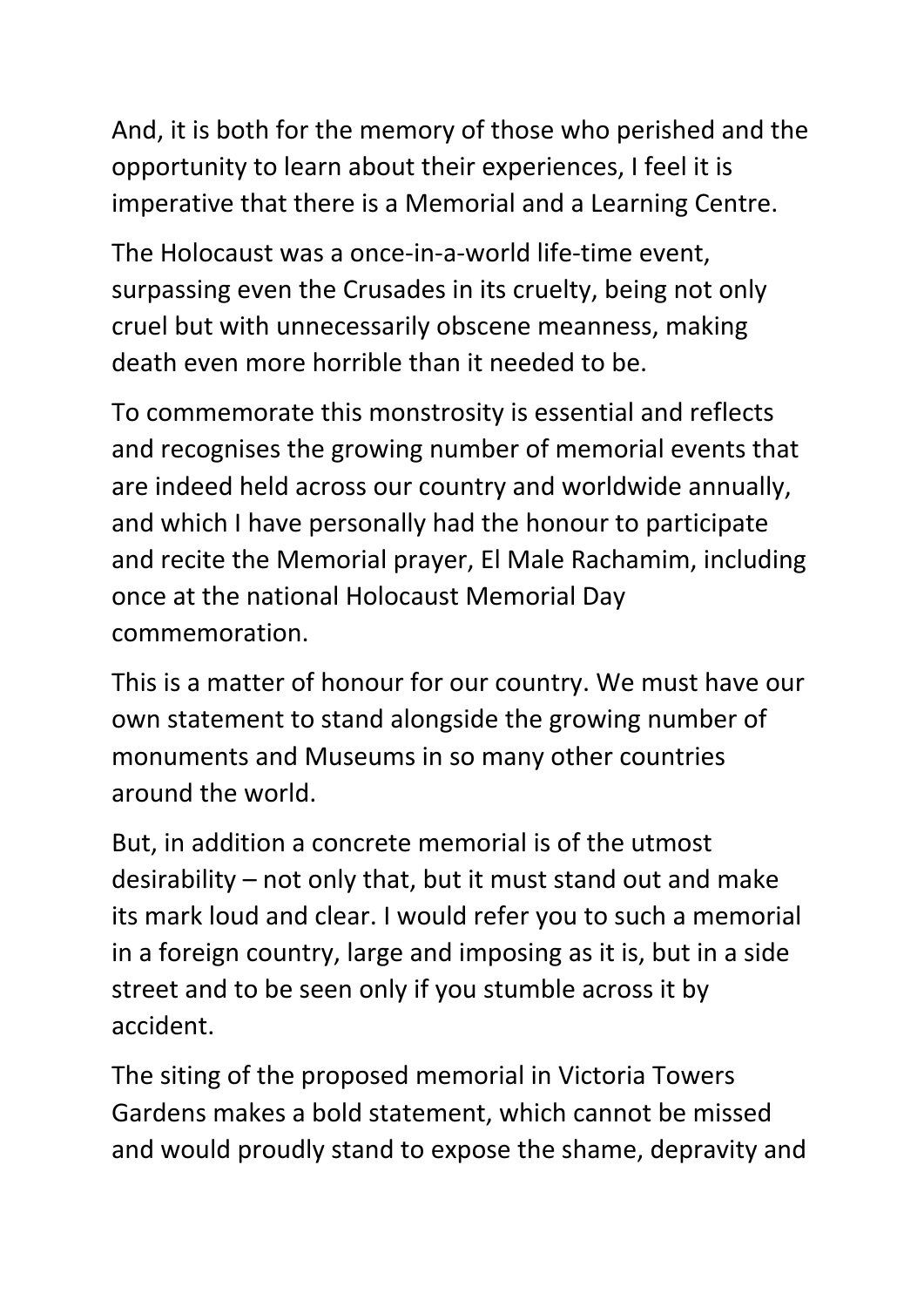And, it is both for the memory of those who perished and the opportunity to learn about their experiences, I feel it is imperative that there is a Memorial and a Learning Centre.

The Holocaust was a once-in-a-world life-time event, surpassing even the Crusades in its cruelty, being not only cruel but with unnecessarily obscene meanness, making death even more horrible than it needed to be.

To commemorate this monstrosity is essential and reflects and recognises the growing number of memorial events that are indeed held across our country and worldwide annually, and which I have personally had the honour to participate and recite the Memorial prayer, El Male Rachamim, including once at the national Holocaust Memorial Day commemoration.

This is a matter of honour for our country. We must have our own statement to stand alongside the growing number of monuments and Museums in so many other countries around the world.

But, in addition a concrete memorial is of the utmost desirability – not only that, but it must stand out and make its mark loud and clear. I would refer you to such a memorial in a foreign country, large and imposing as it is, but in a side street and to be seen only if you stumble across it by accident.

The siting of the proposed memorial in Victoria Towers Gardens makes a bold statement, which cannot be missed and would proudly stand to expose the shame, depravity and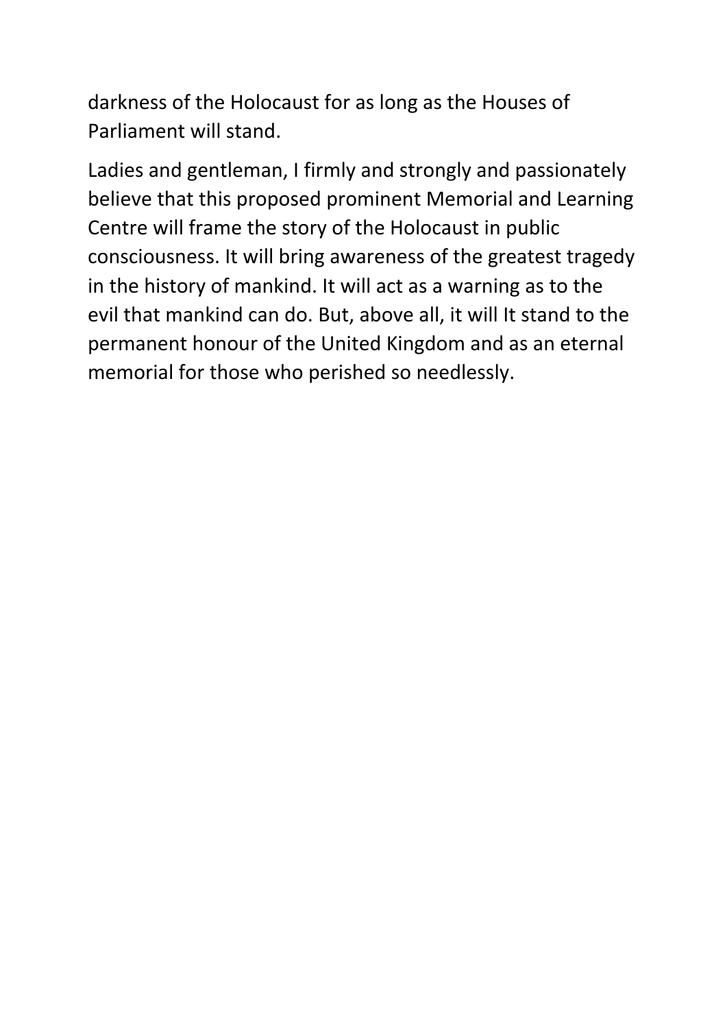darkness of the Holocaust for as long as the Houses of Parliament will stand.

Ladies and gentleman, I firmly and strongly and passionately believe that this proposed prominent Memorial and Learning Centre will frame the story of the Holocaust in public consciousness. It will bring awareness of the greatest tragedy in the history of mankind. It will act as a warning as to the evil that mankind can do. But, above all, it will It stand to the permanent honour of the United Kingdom and as an eternal memorial for those who perished so needlessly.